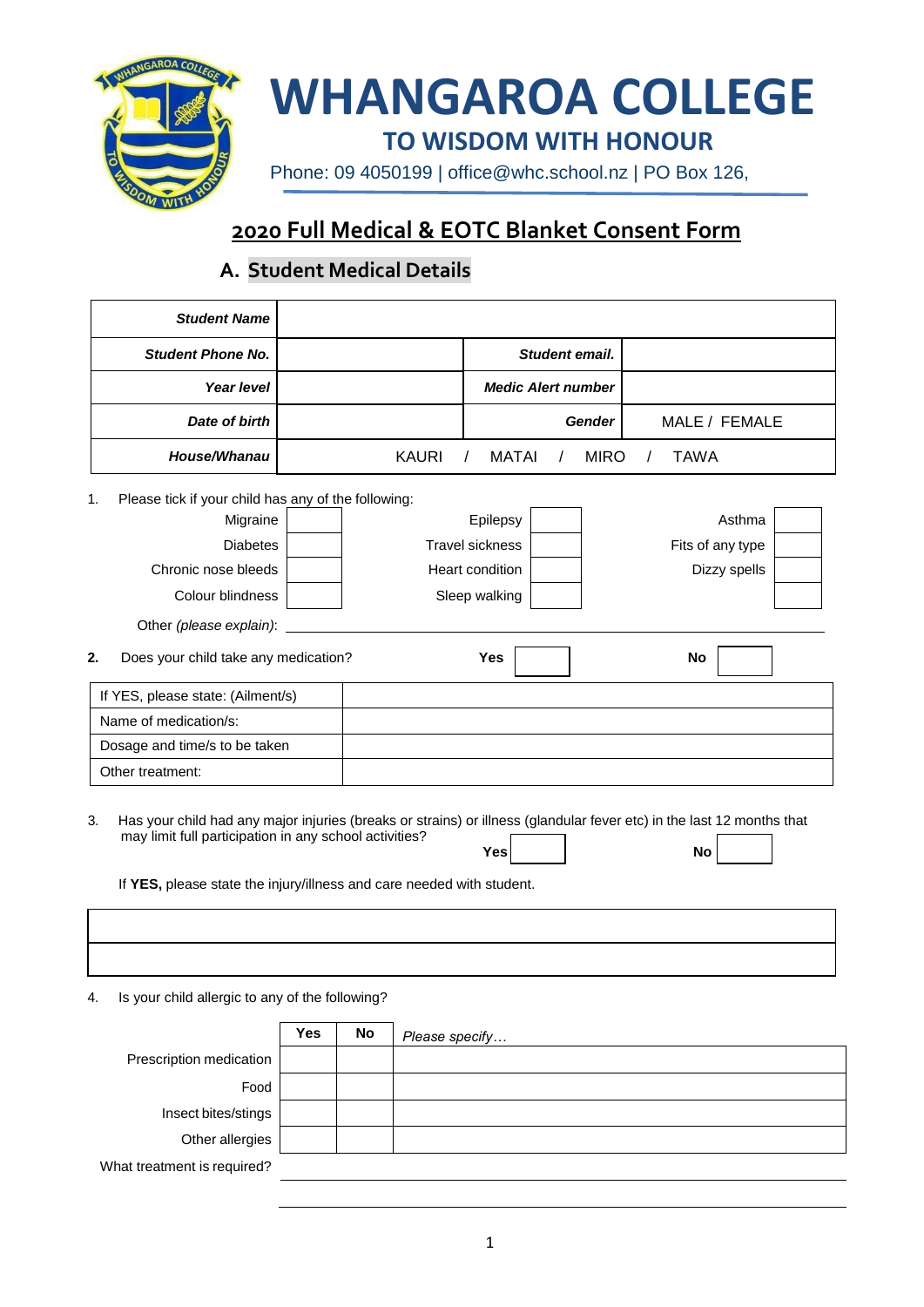# WHANGAROA COLLEGE

## TO WISDOM WITH HONOUR

Phone: 09 4050199 | office@whc.school.nz | PO Box 126,

## 2020 Full Medical & EOTC Blanket Consent Form

### A. Student Medical Details

| | | | |
|---|---|---|---|
| ***Student Name*** | | | |
| ***Student Phone No.*** | | ***Student email.*** | |
| ***Year level*** | | ***Medic Alert number*** | |
| ***Date of birth*** | | ***Gender*** | MALE / FEMALE |
| ***House/Whanau*** | KAURI / MATAI / MIRO / TAWA | | |

1. Please tick if your child has any of the following:

| | | | | | |
|---|---|---|---|---|---|
| Migraine | | Epilepsy | | Asthma | |
| Diabetes | | Travel sickness | | Fits of any type | |
| Chronic nose bleeds | | Heart condition | | Dizzy spells | |
| Colour blindness | | Sleep walking | | | |

Other *(please explain)*: ____________________

**2.** Does your child take any medication? **Yes** ☐ **No** ☐

| | |
|---|---|
| If YES, please state: (Ailment/s) | |
| Name of medication/s: | |
| Dosage and time/s to be taken | |
| Other treatment: | |

3. Has your child had any major injuries (breaks or strains) or illness (glandular fever etc) in the last 12 months that may limit full participation in any school activities? **Yes** ☐ **No** ☐

If **YES,** please state the injury/illness and care needed with student.

| |
|---|
| |
| |

4. Is your child allergic to any of the following?

| | Yes | No | *Please specify…* |
|---|---|---|---|
| Prescription medication | | | |
| Food | | | |
| Insect bites/stings | | | |
| Other allergies | | | |

What treatment is required? ____________________

____________________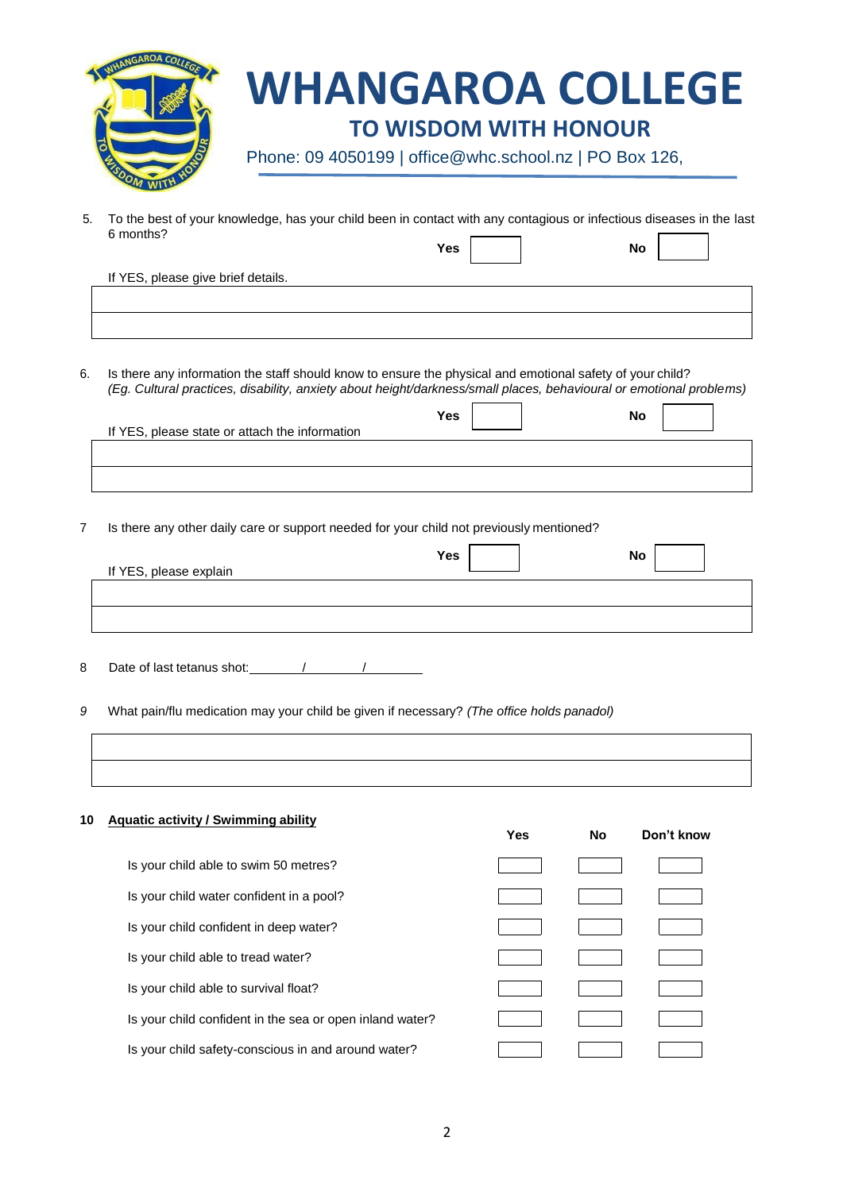# WHANGAROA COLLEGE

## TO WISDOM WITH HONOUR

Phone: 09 4050199 | office@whc.school.nz | PO Box 126,

5. To the best of your knowledge, has your child been in contact with any contagious or infectious diseases in the last 6 months?

   **Yes** ☐ **No** ☐

   If YES, please give brief details.

   \_\_\_\_\_\_\_\_\_\_\_\_\_\_\_\_\_\_\_\_\_\_\_\_\_\_\_\_\_\_\_\_\_\_\_\_\_\_\_\_

   \_\_\_\_\_\_\_\_\_\_\_\_\_\_\_\_\_\_\_\_\_\_\_\_\_\_\_\_\_\_\_\_\_\_\_\_\_\_\_\_

6. Is there any information the staff should know to ensure the physical and emotional safety of your child?
   *(Eg. Cultural practices, disability, anxiety about height/darkness/small places, behavioural or emotional problems)*

   **Yes** ☐ **No** ☐

   If YES, please state or attach the information

   \_\_\_\_\_\_\_\_\_\_\_\_\_\_\_\_\_\_\_\_\_\_\_\_\_\_\_\_\_\_\_\_\_\_\_\_\_\_\_\_

   \_\_\_\_\_\_\_\_\_\_\_\_\_\_\_\_\_\_\_\_\_\_\_\_\_\_\_\_\_\_\_\_\_\_\_\_\_\_\_\_

7. Is there any other daily care or support needed for your child not previously mentioned?

   **Yes** ☐ **No** ☐

   If YES, please explain

   \_\_\_\_\_\_\_\_\_\_\_\_\_\_\_\_\_\_\_\_\_\_\_\_\_\_\_\_\_\_\_\_\_\_\_\_\_\_\_\_

   \_\_\_\_\_\_\_\_\_\_\_\_\_\_\_\_\_\_\_\_\_\_\_\_\_\_\_\_\_\_\_\_\_\_\_\_\_\_\_\_

8. Date of last tetanus shot: \_\_\_\_\_\_ / \_\_\_\_\_\_ / \_\_\_\_\_\_

9. What pain/flu medication may your child be given if necessary? *(The office holds panadol)*

   \_\_\_\_\_\_\_\_\_\_\_\_\_\_\_\_\_\_\_\_\_\_\_\_\_\_\_\_\_\_\_\_\_\_\_\_\_\_\_\_

   \_\_\_\_\_\_\_\_\_\_\_\_\_\_\_\_\_\_\_\_\_\_\_\_\_\_\_\_\_\_\_\_\_\_\_\_\_\_\_\_

10. **Aquatic activity / Swimming ability**

| | **Yes** | **No** | **Don't know** |
|---|---|---|---|
| Is your child able to swim 50 metres? | ☐ | ☐ | ☐ |
| Is your child water confident in a pool? | ☐ | ☐ | ☐ |
| Is your child confident in deep water? | ☐ | ☐ | ☐ |
| Is your child able to tread water? | ☐ | ☐ | ☐ |
| Is your child able to survival float? | ☐ | ☐ | ☐ |
| Is your child confident in the sea or open inland water? | ☐ | ☐ | ☐ |
| Is your child safety-conscious in and around water? | ☐ | ☐ | ☐ |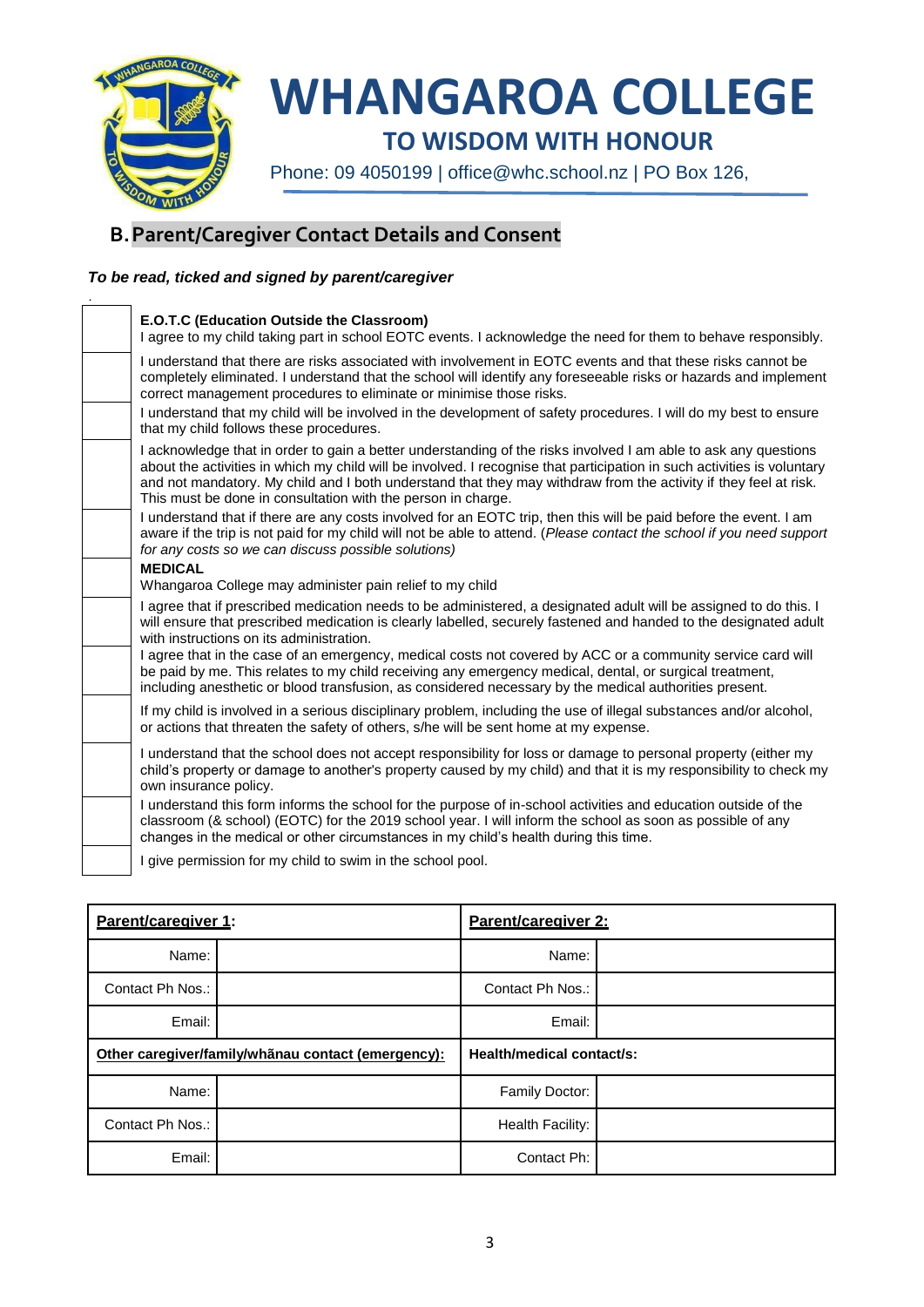# WHANGAROA COLLEGE

## TO WISDOM WITH HONOUR

Phone: 09 4050199 | office@whc.school.nz | PO Box 126,

## B. Parent/Caregiver Contact Details and Consent

***To be read, ticked and signed by parent/caregiver***

| | |
|---|---|
| | **E.O.T.C (Education Outside the Classroom)**<br>I agree to my child taking part in school EOTC events. I acknowledge the need for them to behave responsibly. |
| | I understand that there are risks associated with involvement in EOTC events and that these risks cannot be completely eliminated. I understand that the school will identify any foreseeable risks or hazards and implement correct management procedures to eliminate or minimise those risks. |
| | I understand that my child will be involved in the development of safety procedures. I will do my best to ensure that my child follows these procedures. |
| | I acknowledge that in order to gain a better understanding of the risks involved I am able to ask any questions about the activities in which my child will be involved. I recognise that participation in such activities is voluntary and not mandatory. My child and I both understand that they may withdraw from the activity if they feel at risk. This must be done in consultation with the person in charge. |
| | I understand that if there are any costs involved for an EOTC trip, then this will be paid before the event. I am aware if the trip is not paid for my child will not be able to attend. (*Please contact the school if you need support for any costs so we can discuss possible solutions)* |
| | **MEDICAL**<br>Whangaroa College may administer pain relief to my child |
| | I agree that if prescribed medication needs to be administered, a designated adult will be assigned to do this. I will ensure that prescribed medication is clearly labelled, securely fastened and handed to the designated adult with instructions on its administration. |
| | I agree that in the case of an emergency, medical costs not covered by ACC or a community service card will be paid by me. This relates to my child receiving any emergency medical, dental, or surgical treatment, including anesthetic or blood transfusion, as considered necessary by the medical authorities present. |
| | If my child is involved in a serious disciplinary problem, including the use of illegal substances and/or alcohol, or actions that threaten the safety of others, s/he will be sent home at my expense. |
| | I understand that the school does not accept responsibility for loss or damage to personal property (either my child's property or damage to another's property caused by my child) and that it is my responsibility to check my own insurance policy. |
| | I understand this form informs the school for the purpose of in-school activities and education outside of the classroom (& school) (EOTC) for the 2019 school year. I will inform the school as soon as possible of any changes in the medical or other circumstances in my child's health during this time. |
| | I give permission for my child to swim in the school pool. |

| **Parent/caregiver 1:** | | **Parent/caregiver 2:** | |
|---|---|---|---|
| Name: | | Name: | |
| Contact Ph Nos.: | | Contact Ph Nos.: | |
| Email: | | Email: | |
| **Other caregiver/family/whānau contact (emergency):** | | **Health/medical contact/s:** | |
| Name: | | Family Doctor: | |
| Contact Ph Nos.: | | Health Facility: | |
| Email: | | Contact Ph: | |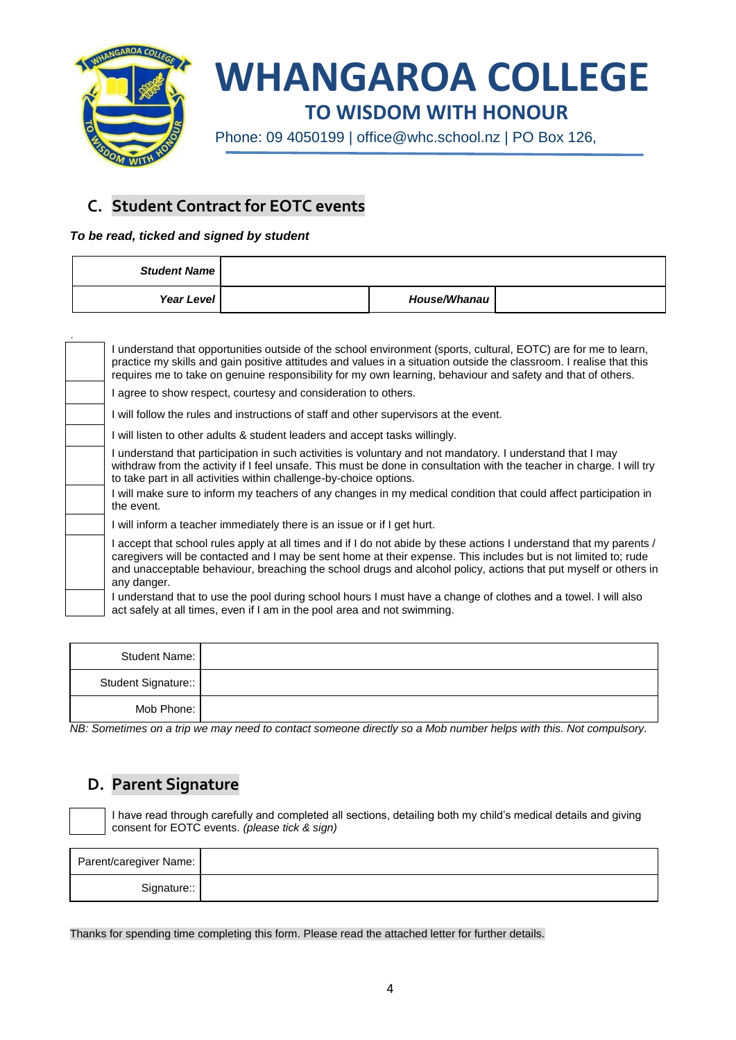# WHANGAROA COLLEGE

## TO WISDOM WITH HONOUR

Phone: 09 4050199 | office@whc.school.nz | PO Box 126,

## C. Student Contract for EOTC events

***To be read, ticked and signed by student***

| | | | |
|---|---|---|---|
| ***Student Name*** | | | |
| ***Year Level*** | | ***House/Whanau*** | |

| | |
|---|---|
| | I understand that opportunities outside of the school environment (sports, cultural, EOTC) are for me to learn, practice my skills and gain positive attitudes and values in a situation outside the classroom. I realise that this requires me to take on genuine responsibility for my own learning, behaviour and safety and that of others. |
| | I agree to show respect, courtesy and consideration to others. |
| | I will follow the rules and instructions of staff and other supervisors at the event. |
| | I will listen to other adults & student leaders and accept tasks willingly. |
| | I understand that participation in such activities is voluntary and not mandatory. I understand that I may withdraw from the activity if I feel unsafe. This must be done in consultation with the teacher in charge. I will try to take part in all activities within challenge-by-choice options. |
| | I will make sure to inform my teachers of any changes in my medical condition that could affect participation in the event. |
| | I will inform a teacher immediately there is an issue or if I get hurt. |
| | I accept that school rules apply at all times and if I do not abide by these actions I understand that my parents / caregivers will be contacted and I may be sent home at their expense. This includes but is not limited to; rude and unacceptable behaviour, breaching the school drugs and alcohol policy, actions that put myself or others in any danger. |
| | I understand that to use the pool during school hours I must have a change of clothes and a towel. I will also act safely at all times, even if I am in the pool area and not swimming. |

| | |
|---|---|
| Student Name: | |
| Student Signature:: | |
| Mob Phone: | |

*NB: Sometimes on a trip we may need to contact someone directly so a Mob number helps with this. Not compulsory.*

## D. Parent Signature

☐ I have read through carefully and completed all sections, detailing both my child's medical details and giving consent for EOTC events. *(please tick & sign)*

| | |
|---|---|
| Parent/caregiver Name: | |
| Signature:: | |

Thanks for spending time completing this form. Please read the attached letter for further details.